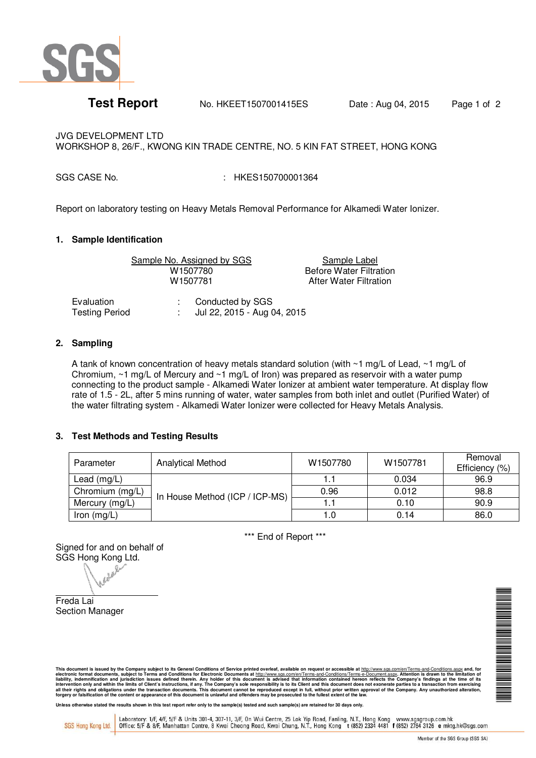# Test Report

No. HKEET1507001415ES    Date : Aug 04, 2015

JVG DEVELOPMENT LTD
WORKSHOP 8, 26/F., KWONG KIN TRADE CENTRE, NO. 5 KIN FAT STREET, HONG KONG

SGS CASE No. : HKES150700001364

Report on laboratory testing on Heavy Metals Removal Performance for Alkamedi Water Ionizer.

## 1. Sample Identification

| Sample No. Assigned by SGS | Sample Label |
|---|---|
| W1507780 | Before Water Filtration |
| W1507781 | After Water Filtration |

Evaluation : Conducted by SGS
Testing Period : Jul 22, 2015 - Aug 04, 2015

## 2. Sampling

A tank of known concentration of heavy metals standard solution (with ~1 mg/L of Lead, ~1 mg/L of Chromium, ~1 mg/L of Mercury and ~1 mg/L of Iron) was prepared as reservoir with a water pump connecting to the product sample - Alkamedi Water Ionizer at ambient water temperature. At display flow rate of 1.5 - 2L, after 5 mins running of water, water samples from both inlet and outlet (Purified Water) of the water filtrating system - Alkamedi Water Ionizer were collected for Heavy Metals Analysis.

## 3. Test Methods and Testing Results

| Parameter | Analytical Method | W1507780 | W1507781 | Removal Efficiency (%) |
|---|---|---|---|---|
| Lead (mg/L) | In House Method (ICP / ICP-MS) | 1.1 | 0.034 | 96.9 |
| Chromium (mg/L) | | 0.96 | 0.012 | 98.8 |
| Mercury (mg/L) | | 1.1 | 0.10 | 90.9 |
| Iron (mg/L) | | 1.0 | 0.14 | 86.0 |

*** End of Report ***

Signed for and on behalf of
SGS Hong Kong Ltd.

Freda Lai
Section Manager

This document is issued by the Company subject to its General Conditions of Service printed overleaf, available on request or accessible at http://www.sgs.com/en/Terms-and-Conditions.aspx and, for electronic format documents, subject to Terms and Conditions for Electronic Documents at http://www.sgs.com/en/Terms-and-Conditions/Terms-e-Document.aspx. Attention is drawn to the limitation of liability, indemnification and jurisdiction issues defined therein. Any holder of this document is advised that information contained hereon reflects the Company's findings at the time of its intervention only and within the limits of Client's instructions, if any. The Company's sole responsibility is to its Client and this document does not exonerate parties to a transaction from exercising all their rights and obligations under the transaction documents. This document cannot be reproduced except in full, without prior written approval of the Company. Any unauthorized alteration, forgery or falsification of the content or appearance of this document is unlawful and offenders may be prosecuted to the fullest extent of the law.

Unless otherwise stated the results shown in this test report refer only to the sample(s) tested and such sample(s) are retained for 30 days only.

SGS Hong Kong Ltd. Laboratory: 1/F, 4/F, 5/F & Units 301-4, 307-11, 3/F, On Wui Centre, 25 Lok Yip Road, Fanling, N.T., Hong Kong www.sgsgroup.com.hk
Office: 5/F & 8/F, Manhattan Centre, 8 Kwai Cheong Road, Kwai Chung, N.T., Hong Kong t (852) 2334 4481 f (852) 2764 3126 e mktg.hk@sgs.com

Member of the SGS Group (SGS SA)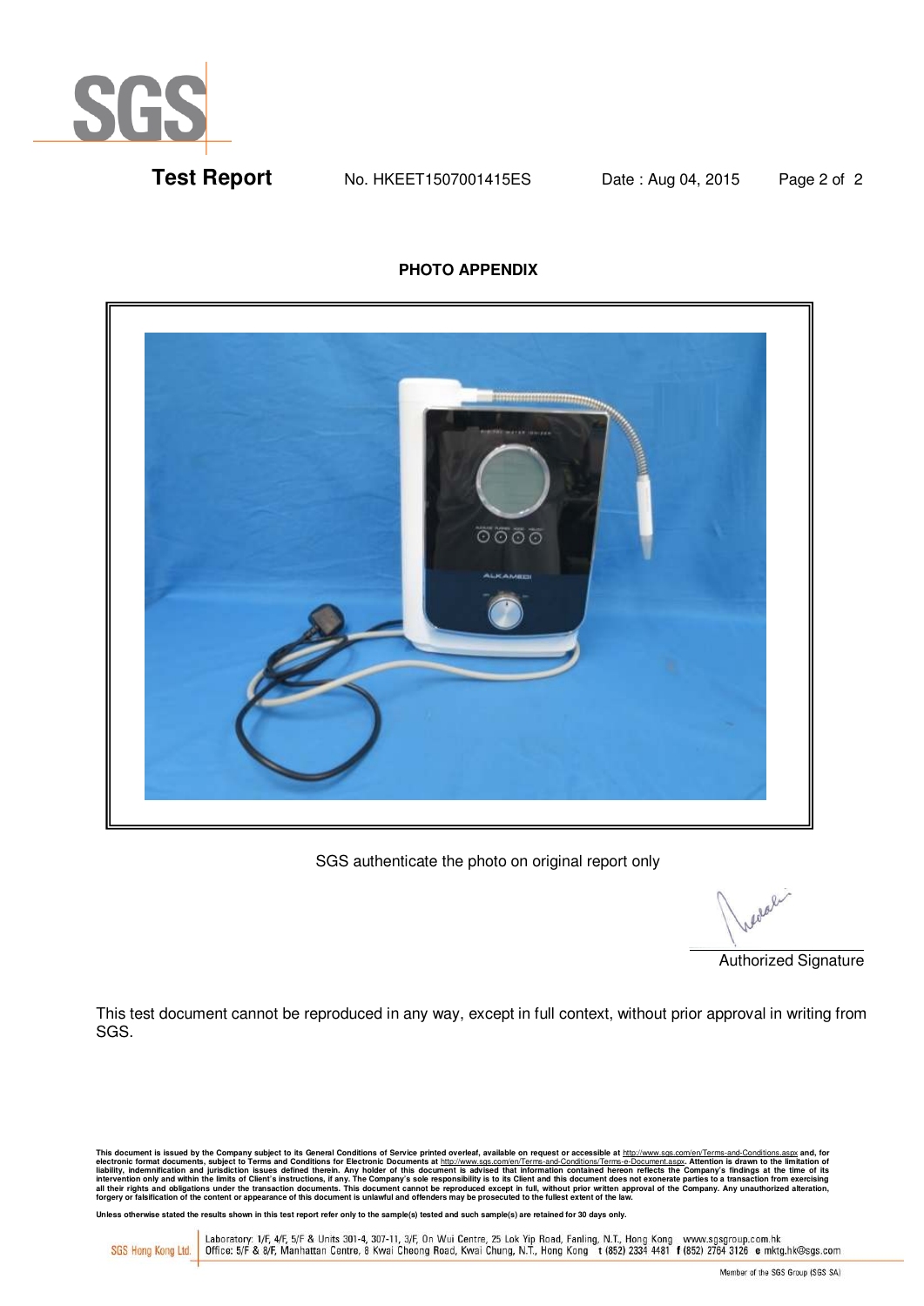**Test Report** No. HKEET1507001415ES Date : Aug 04, 2015

**PHOTO APPENDIX**

SGS authenticate the photo on original report only

Authorized Signature

This test document cannot be reproduced in any way, except in full context, without prior approval in writing from SGS.

This document is issued by the Company subject to its General Conditions of Service printed overleaf, available on request or accessible at http://www.sgs.com/en/Terms-and-Conditions.aspx and, for electronic format documents, subject to Terms and Conditions for Electronic Documents at http://www.sgs.com/en/Terms-and-Conditions/Terms-e-Document.aspx. Attention is drawn to the limitation of liability, indemnification and jurisdiction issues defined therein. Any holder of this document is advised that information contained hereon reflects the Company's findings at the time of its intervention only and within the limits of Client's instructions, if any. The Company's sole responsibility is to its Client and this document does not exonerate parties to a transaction from exercising all their rights and obligations under the transaction documents. This document cannot be reproduced except in full, without prior written approval of the Company. Any unauthorized alteration, forgery or falsification of the content or appearance of this document is unlawful and offenders may be prosecuted to the fullest extent of the law.

Unless otherwise stated the results shown in this test report refer only to the sample(s) tested and such sample(s) are retained for 30 days only.

SGS Hong Kong Ltd. Laboratory: 1/F, 4/F, 5/F & Units 301-4, 307-11, 3/F, On Wui Centre, 25 Lok Yip Road, Fanling, N.T., Hong Kong www.sgsgroup.com.hk
Office: 5/F & 8/F, Manhattan Centre, 8 Kwai Cheong Road, Kwai Chung, N.T., Hong Kong t (852) 2334 4481 f (852) 2764 3126 e mktg.hk@sgs.com

Member of the SGS Group (SGS SA)